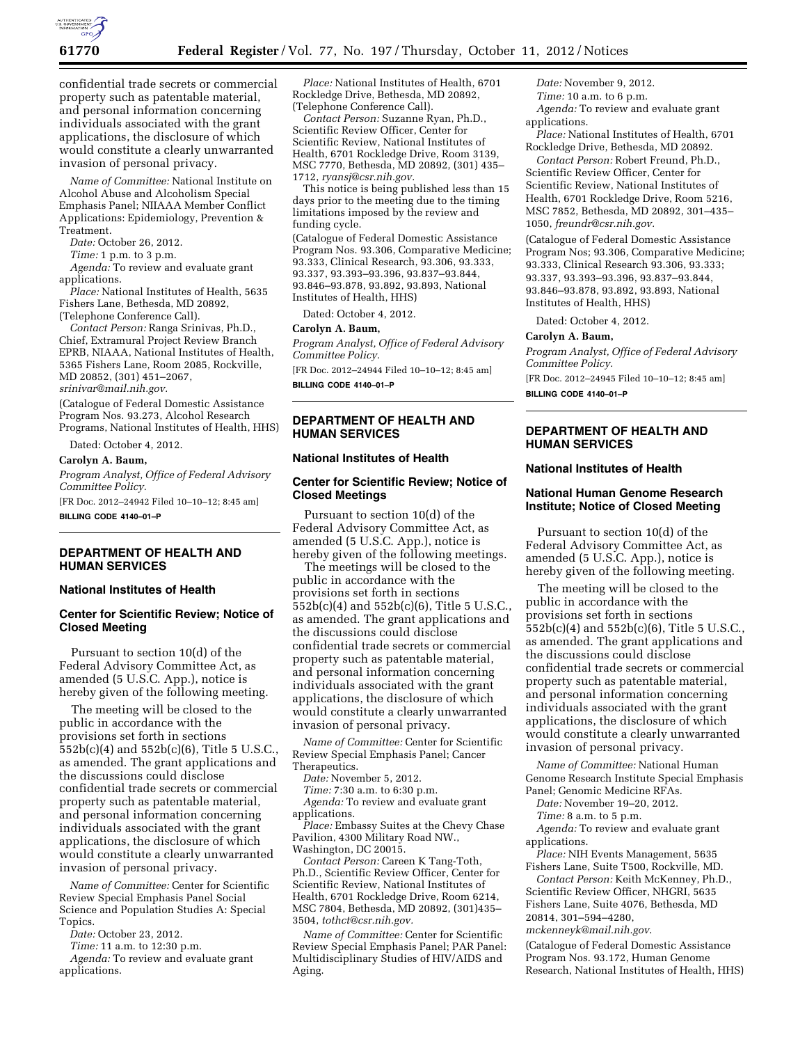confidential trade secrets or commercial property such as patentable material, and personal information concerning individuals associated with the grant applications, the disclosure of which would constitute a clearly unwarranted invasion of personal privacy.

*Name of Committee:* National Institute on Alcohol Abuse and Alcoholism Special Emphasis Panel; NIIAAA Member Conflict Applications: Epidemiology, Prevention & Treatment.

*Date:* October 26, 2012.

*Time:* 1 p.m. to 3 p.m.

*Agenda:* To review and evaluate grant applications.

*Place:* National Institutes of Health, 5635 Fishers Lane, Bethesda, MD 20892, (Telephone Conference Call).

*Contact Person:* Ranga Srinivas, Ph.D., Chief, Extramural Project Review Branch EPRB, NIAAA, National Institutes of Health, 5365 Fishers Lane, Room 2085, Rockville, MD 20852, (301) 451–2067, *srinivar@mail.nih.gov.*

(Catalogue of Federal Domestic Assistance Program Nos. 93.273, Alcohol Research Programs, National Institutes of Health, HHS)

Dated: October 4, 2012.

**Carolyn A. Baum,**

*Program Analyst, Office of Federal Advisory Committee Policy.*

[FR Doc. 2012–24942 Filed 10–10–12; 8:45 am]

**BILLING CODE 4140–01–P**

## DEPARTMENT OF HEALTH AND HUMAN SERVICES

### National Institutes of Health

### Center for Scientific Review; Notice of Closed Meeting

Pursuant to section 10(d) of the Federal Advisory Committee Act, as amended (5 U.S.C. App.), notice is hereby given of the following meeting.

The meeting will be closed to the public in accordance with the provisions set forth in sections 552b(c)(4) and 552b(c)(6), Title 5 U.S.C., as amended. The grant applications and the discussions could disclose confidential trade secrets or commercial property such as patentable material, and personal information concerning individuals associated with the grant applications, the disclosure of which would constitute a clearly unwarranted invasion of personal privacy.

*Name of Committee:* Center for Scientific Review Special Emphasis Panel Social Science and Population Studies A: Special Topics.

*Date:* October 23, 2012.

*Time:* 11 a.m. to 12:30 p.m.

*Agenda:* To review and evaluate grant applications.

*Place:* National Institutes of Health, 6701 Rockledge Drive, Bethesda, MD 20892, (Telephone Conference Call).

*Contact Person:* Suzanne Ryan, Ph.D., Scientific Review Officer, Center for Scientific Review, National Institutes of Health, 6701 Rockledge Drive, Room 3139, MSC 7770, Bethesda, MD 20892, (301) 435–1712, *ryansj@csr.nih.gov.*

This notice is being published less than 15 days prior to the meeting due to the timing limitations imposed by the review and funding cycle.

(Catalogue of Federal Domestic Assistance Program Nos. 93.306, Comparative Medicine; 93.333, Clinical Research, 93.306, 93.333, 93.337, 93.393–93.396, 93.837–93.844, 93.846–93.878, 93.892, 93.893, National Institutes of Health, HHS)

Dated: October 4, 2012.

**Carolyn A. Baum,**

*Program Analyst, Office of Federal Advisory Committee Policy.*

[FR Doc. 2012–24944 Filed 10–10–12; 8:45 am]

**BILLING CODE 4140–01–P**

## DEPARTMENT OF HEALTH AND HUMAN SERVICES

### National Institutes of Health

### Center for Scientific Review; Notice of Closed Meetings

Pursuant to section 10(d) of the Federal Advisory Committee Act, as amended (5 U.S.C. App.), notice is hereby given of the following meetings.

The meetings will be closed to the public in accordance with the provisions set forth in sections 552b(c)(4) and 552b(c)(6), Title 5 U.S.C., as amended. The grant applications and the discussions could disclose confidential trade secrets or commercial property such as patentable material, and personal information concerning individuals associated with the grant applications, the disclosure of which would constitute a clearly unwarranted invasion of personal privacy.

*Name of Committee:* Center for Scientific Review Special Emphasis Panel; Cancer Therapeutics.

*Date:* November 5, 2012.

*Time:* 7:30 a.m. to 6:30 p.m.

*Agenda:* To review and evaluate grant applications.

*Place:* Embassy Suites at the Chevy Chase Pavilion, 4300 Military Road NW., Washington, DC 20015.

*Contact Person:* Careen K Tang-Toth, Ph.D., Scientific Review Officer, Center for Scientific Review, National Institutes of Health, 6701 Rockledge Drive, Room 6214, MSC 7804, Bethesda, MD 20892, (301)435–3504, *tothct@csr.nih.gov.*

*Name of Committee:* Center for Scientific Review Special Emphasis Panel; PAR Panel: Multidisciplinary Studies of HIV/AIDS and Aging.

*Date:* November 9, 2012.

*Time:* 10 a.m. to 6 p.m.

*Agenda:* To review and evaluate grant applications.

*Place:* National Institutes of Health, 6701 Rockledge Drive, Bethesda, MD 20892.

*Contact Person:* Robert Freund, Ph.D., Scientific Review Officer, Center for Scientific Review, National Institutes of Health, 6701 Rockledge Drive, Room 5216, MSC 7852, Bethesda, MD 20892, 301–435–1050, *freundr@csr.nih.gov.*

(Catalogue of Federal Domestic Assistance Program Nos; 93.306, Comparative Medicine; 93.333, Clinical Research 93.306, 93.333; 93.337, 93.393–93.396, 93.837–93.844, 93.846–93.878, 93.892, 93.893, National Institutes of Health, HHS)

Dated: October 4, 2012.

**Carolyn A. Baum,**

*Program Analyst, Office of Federal Advisory Committee Policy.*

[FR Doc. 2012–24945 Filed 10–10–12; 8:45 am]

**BILLING CODE 4140–01–P**

## DEPARTMENT OF HEALTH AND HUMAN SERVICES

### National Institutes of Health

### National Human Genome Research Institute; Notice of Closed Meeting

Pursuant to section 10(d) of the Federal Advisory Committee Act, as amended (5 U.S.C. App.), notice is hereby given of the following meeting.

The meeting will be closed to the public in accordance with the provisions set forth in sections 552b(c)(4) and 552b(c)(6), Title 5 U.S.C., as amended. The grant applications and the discussions could disclose confidential trade secrets or commercial property such as patentable material, and personal information concerning individuals associated with the grant applications, the disclosure of which would constitute a clearly unwarranted invasion of personal privacy.

*Name of Committee:* National Human Genome Research Institute Special Emphasis Panel; Genomic Medicine RFAs.

*Date:* November 19–20, 2012.

*Time:* 8 a.m. to 5 p.m.

*Agenda:* To review and evaluate grant applications.

*Place:* NIH Events Management, 5635 Fishers Lane, Suite T500, Rockville, MD.

*Contact Person:* Keith McKenney, Ph.D., Scientific Review Officer, NHGRI, 5635 Fishers Lane, Suite 4076, Bethesda, MD 20814, 301–594–4280, *mckenneyk@mail.nih.gov.*

(Catalogue of Federal Domestic Assistance Program Nos. 93.172, Human Genome Research, National Institutes of Health, HHS)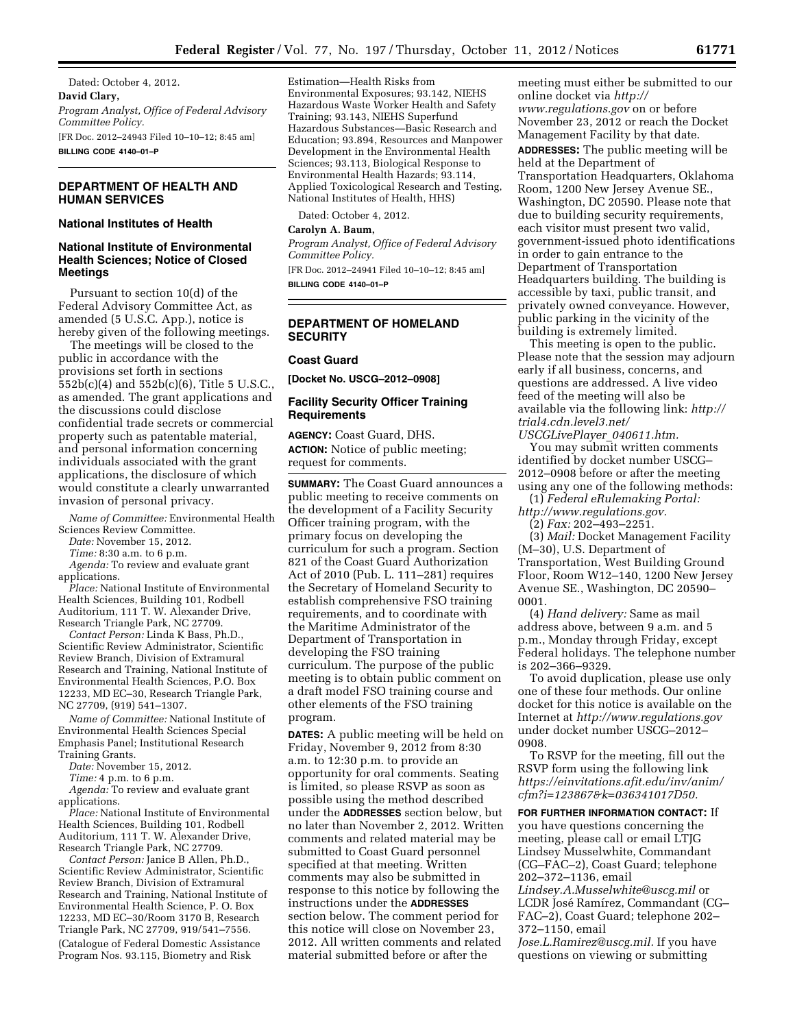Dated: October 4, 2012.

**David Clary,**

*Program Analyst, Office of Federal Advisory Committee Policy.*

[FR Doc. 2012–24943 Filed 10–10–12; 8:45 am]

**BILLING CODE 4140–01–P**

## DEPARTMENT OF HEALTH AND HUMAN SERVICES

### National Institutes of Health

### National Institute of Environmental Health Sciences; Notice of Closed Meetings

Pursuant to section 10(d) of the Federal Advisory Committee Act, as amended (5 U.S.C. App.), notice is hereby given of the following meetings.

The meetings will be closed to the public in accordance with the provisions set forth in sections 552b(c)(4) and 552b(c)(6), Title 5 U.S.C., as amended. The grant applications and the discussions could disclose confidential trade secrets or commercial property such as patentable material, and personal information concerning individuals associated with the grant applications, the disclosure of which would constitute a clearly unwarranted invasion of personal privacy.

*Name of Committee:* Environmental Health Sciences Review Committee.

*Date:* November 15, 2012.

*Time:* 8:30 a.m. to 6 p.m.

*Agenda:* To review and evaluate grant applications.

*Place:* National Institute of Environmental Health Sciences, Building 101, Rodbell Auditorium, 111 T. W. Alexander Drive, Research Triangle Park, NC 27709.

*Contact Person:* Linda K Bass, Ph.D., Scientific Review Administrator, Scientific Review Branch, Division of Extramural Research and Training, National Institute of Environmental Health Sciences, P.O. Box 12233, MD EC–30, Research Triangle Park, NC 27709, (919) 541–1307.

*Name of Committee:* National Institute of Environmental Health Sciences Special Emphasis Panel; Institutional Research Training Grants.

*Date:* November 15, 2012.

*Time:* 4 p.m. to 6 p.m.

*Agenda:* To review and evaluate grant applications.

*Place:* National Institute of Environmental Health Sciences, Building 101, Rodbell Auditorium, 111 T. W. Alexander Drive, Research Triangle Park, NC 27709.

*Contact Person:* Janice B Allen, Ph.D., Scientific Review Administrator, Scientific Review Branch, Division of Extramural Research and Training, National Institute of Environmental Health Science, P. O. Box 12233, MD EC–30/Room 3170 B, Research Triangle Park, NC 27709, 919/541–7556.

(Catalogue of Federal Domestic Assistance Program Nos. 93.115, Biometry and Risk Estimation—Health Risks from Environmental Exposures; 93.142, NIEHS Hazardous Waste Worker Health and Safety Training; 93.143, NIEHS Superfund Hazardous Substances—Basic Research and Education; 93.894, Resources and Manpower Development in the Environmental Health Sciences; 93.113, Biological Response to Environmental Health Hazards; 93.114, Applied Toxicological Research and Testing, National Institutes of Health, HHS)

Dated: October 4, 2012.

**Carolyn A. Baum,**

*Program Analyst, Office of Federal Advisory Committee Policy.*

[FR Doc. 2012–24941 Filed 10–10–12; 8:45 am]

**BILLING CODE 4140–01–P**

## DEPARTMENT OF HOMELAND SECURITY

### Coast Guard

**[Docket No. USCG–2012–0908]**

### Facility Security Officer Training Requirements

**AGENCY:** Coast Guard, DHS.

**ACTION:** Notice of public meeting; request for comments.

**SUMMARY:** The Coast Guard announces a public meeting to receive comments on the development of a Facility Security Officer training program, with the primary focus on developing the curriculum for such a program. Section 821 of the Coast Guard Authorization Act of 2010 (Pub. L. 111–281) requires the Secretary of Homeland Security to establish comprehensive FSO training requirements, and to coordinate with the Maritime Administrator of the Department of Transportation in developing the FSO training curriculum. The purpose of the public meeting is to obtain public comment on a draft model FSO training course and other elements of the FSO training program.

**DATES:** A public meeting will be held on Friday, November 9, 2012 from 8:30 a.m. to 12:30 p.m. to provide an opportunity for oral comments. Seating is limited, so please RSVP as soon as possible using the method described under the **ADDRESSES** section below, but no later than November 2, 2012. Written comments and related material may be submitted to Coast Guard personnel specified at that meeting. Written comments may also be submitted in response to this notice by following the instructions under the **ADDRESSES** section below. The comment period for this notice will close on November 23, 2012. All written comments and related material submitted before or after the meeting must either be submitted to our online docket via *http://www.regulations.gov* on or before November 23, 2012 or reach the Docket Management Facility by that date.

**ADDRESSES:** The public meeting will be held at the Department of Transportation Headquarters, Oklahoma Room, 1200 New Jersey Avenue SE., Washington, DC 20590. Please note that due to building security requirements, each visitor must present two valid, government-issued photo identifications in order to gain entrance to the Department of Transportation Headquarters building. The building is accessible by taxi, public transit, and privately owned conveyance. However, public parking in the vicinity of the building is extremely limited.

This meeting is open to the public. Please note that the session may adjourn early if all business, concerns, and questions are addressed. A live video feed of the meeting will also be available via the following link: *http://trial4.cdn.level3.net/USCGLivePlayer_040611.htm.*

You may submit written comments identified by docket number USCG–2012–0908 before or after the meeting using any one of the following methods:

(1) *Federal eRulemaking Portal: http://www.regulations.gov.*

(2) *Fax:* 202–493–2251.

(3) *Mail:* Docket Management Facility (M–30), U.S. Department of Transportation, West Building Ground Floor, Room W12–140, 1200 New Jersey Avenue SE., Washington, DC 20590–0001.

(4) *Hand delivery:* Same as mail address above, between 9 a.m. and 5 p.m., Monday through Friday, except Federal holidays. The telephone number is 202–366–9329.

To avoid duplication, please use only one of these four methods. Our online docket for this notice is available on the Internet at *http://www.regulations.gov* under docket number USCG–2012–0908.

To RSVP for the meeting, fill out the RSVP form using the following link *https://einvitations.afit.edu/inv/anim/cfm?i=123867&k=036341017D50.*

**FOR FURTHER INFORMATION CONTACT:** If you have questions concerning the meeting, please call or email LTJG Lindsey Musselwhite, Commandant (CG–FAC–2), Coast Guard; telephone 202–372–1136, email *Lindsey.A.Musselwhite@uscg.mil* or LCDR José Ramírez, Commandant (CG–FAC–2), Coast Guard; telephone 202–372–1150, email *Jose.L.Ramirez@uscg.mil.* If you have questions on viewing or submitting